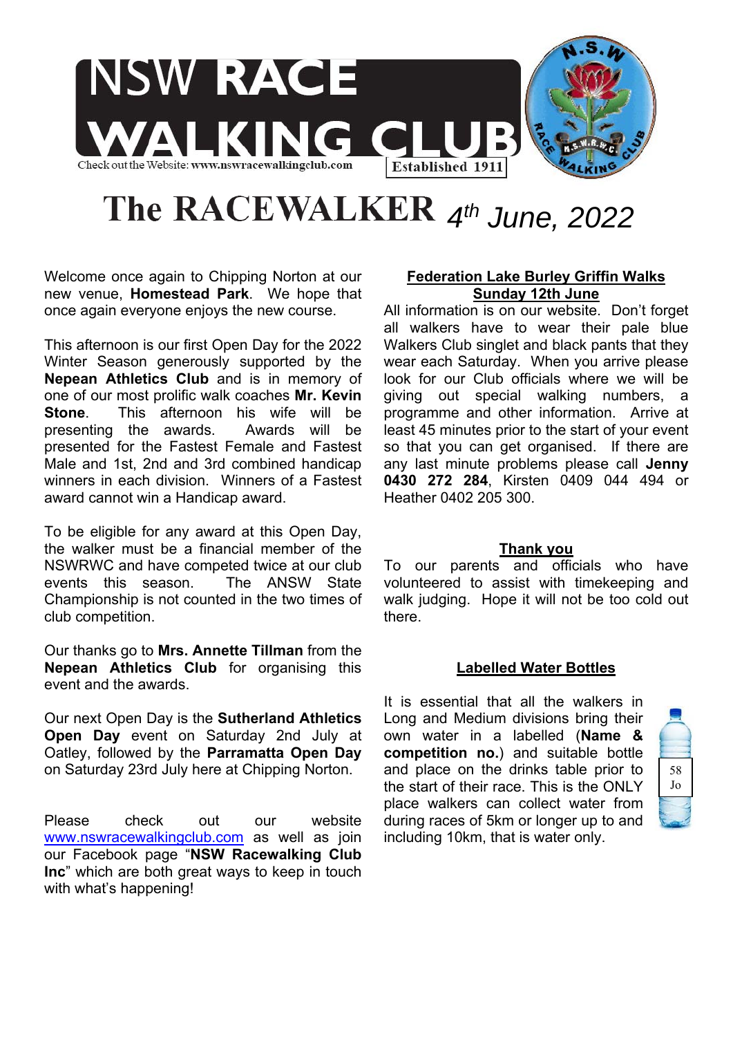# NSW RACE WALKING CLUB

Check out the Website: www.nswracewalkingclub.com

Established 1911

# The RACEWALKER *4th June, 2022*

Welcome once again to Chipping Norton at our new venue, **Homestead Park**. We hope that once again everyone enjoys the new course.

This afternoon is our first Open Day for the 2022 Winter Season generously supported by the **Nepean Athletics Club** and is in memory of one of our most prolific walk coaches **Mr. Kevin Stone**. This afternoon his wife will be presenting the awards. Awards will be presented for the Fastest Female and Fastest Male and 1st, 2nd and 3rd combined handicap winners in each division. Winners of a Fastest award cannot win a Handicap award.

To be eligible for any award at this Open Day, the walker must be a financial member of the NSWRWC and have competed twice at our club events this season. The ANSW State Championship is not counted in the two times of club competition.

Our thanks go to **Mrs. Annette Tillman** from the **Nepean Athletics Club** for organising this event and the awards.

Our next Open Day is the **Sutherland Athletics Open Day** event on Saturday 2nd July at Oatley, followed by the **Parramatta Open Day** on Saturday 23rd July here at Chipping Norton.

Please check out our website [www.nswracewalkingclub.com](http://www.nswracewalkingclub.com) as well as join our Facebook page "**NSW Racewalking Club Inc**" which are both great ways to keep in touch with what's happening!

## Federation Lake Burley Griffin Walks Sunday 12th June

All information is on our website. Don't forget all walkers have to wear their pale blue Walkers Club singlet and black pants that they wear each Saturday. When you arrive please look for our Club officials where we will be giving out special walking numbers, a programme and other information. Arrive at least 45 minutes prior to the start of your event so that you can get organised. If there are any last minute problems please call **Jenny 0430 272 284**, Kirsten 0409 044 494 or Heather 0402 205 300.

## Thank you

To our parents and officials who have volunteered to assist with timekeeping and walk judging. Hope it will not be too cold out there.

## Labelled Water Bottles

It is essential that all the walkers in Long and Medium divisions bring their own water in a labelled (**Name & competition no.**) and suitable bottle and place on the drinks table prior to the start of their race. This is the ONLY place walkers can collect water from during races of 5km or longer up to and including 10km, that is water only.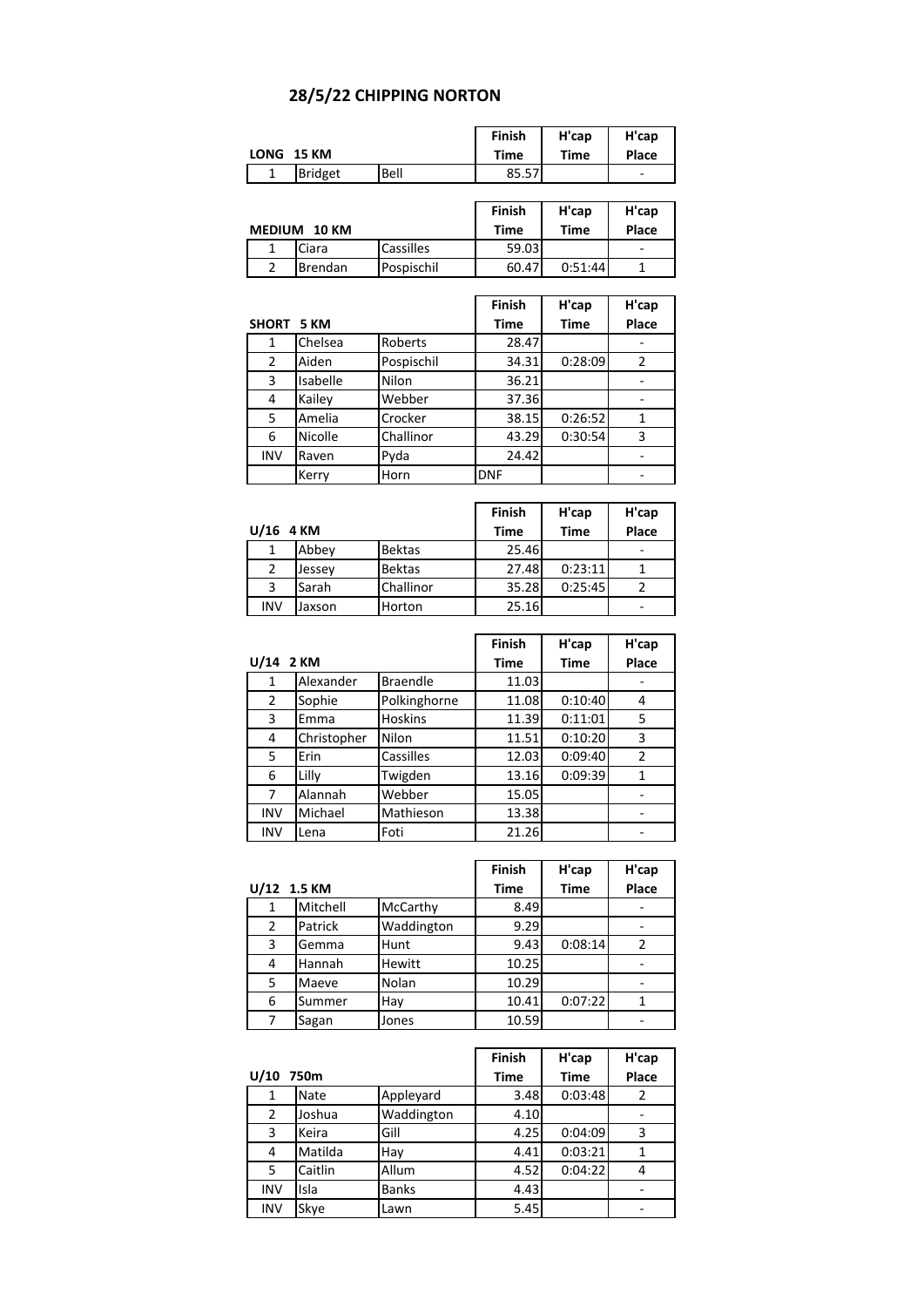# 28/5/22 CHIPPING NORTON

| LONG 15 KM | | | Finish Time | H'cap Time | H'cap Place |
|---|---|---|---|---|---|
| 1 | Bridget | Bell | 85.57 | | - |

| MEDIUM 10 KM | | | Finish Time | H'cap Time | H'cap Place |
|---|---|---|---|---|---|
| 1 | Ciara | Cassilles | 59.03 | | - |
| 2 | Brendan | Pospischil | 60.47 | 0:51:44 | 1 |

| SHORT 5 KM | | | Finish Time | H'cap Time | H'cap Place |
|---|---|---|---|---|---|
| 1 | Chelsea | Roberts | 28.47 | | - |
| 2 | Aiden | Pospischil | 34.31 | 0:28:09 | 2 |
| 3 | Isabelle | Nilon | 36.21 | | - |
| 4 | Kailey | Webber | 37.36 | | - |
| 5 | Amelia | Crocker | 38.15 | 0:26:52 | 1 |
| 6 | Nicolle | Challinor | 43.29 | 0:30:54 | 3 |
| INV | Raven | Pyda | 24.42 | | - |
| | Kerry | Horn | DNF | | - |

| U/16 4 KM | | | Finish Time | H'cap Time | H'cap Place |
|---|---|---|---|---|---|
| 1 | Abbey | Bektas | 25.46 | | - |
| 2 | Jessey | Bektas | 27.48 | 0:23:11 | 1 |
| 3 | Sarah | Challinor | 35.28 | 0:25:45 | 2 |
| INV | Jaxson | Horton | 25.16 | | - |

| U/14 2 KM | | | Finish Time | H'cap Time | H'cap Place |
|---|---|---|---|---|---|
| 1 | Alexander | Braendle | 11.03 | | - |
| 2 | Sophie | Polkinghorne | 11.08 | 0:10:40 | 4 |
| 3 | Emma | Hoskins | 11.39 | 0:11:01 | 5 |
| 4 | Christopher | Nilon | 11.51 | 0:10:20 | 3 |
| 5 | Erin | Cassilles | 12.03 | 0:09:40 | 2 |
| 6 | Lilly | Twigden | 13.16 | 0:09:39 | 1 |
| 7 | Alannah | Webber | 15.05 | | - |
| INV | Michael | Mathieson | 13.38 | | - |
| INV | Lena | Foti | 21.26 | | - |

| U/12 1.5 KM | | | Finish Time | H'cap Time | H'cap Place |
|---|---|---|---|---|---|
| 1 | Mitchell | McCarthy | 8.49 | | - |
| 2 | Patrick | Waddington | 9.29 | | - |
| 3 | Gemma | Hunt | 9.43 | 0:08:14 | 2 |
| 4 | Hannah | Hewitt | 10.25 | | - |
| 5 | Maeve | Nolan | 10.29 | | - |
| 6 | Summer | Hay | 10.41 | 0:07:22 | 1 |
| 7 | Sagan | Jones | 10.59 | | - |

| U/10 750m | | | Finish Time | H'cap Time | H'cap Place |
|---|---|---|---|---|---|
| 1 | Nate | Appleyard | 3.48 | 0:03:48 | 2 |
| 2 | Joshua | Waddington | 4.10 | | - |
| 3 | Keira | Gill | 4.25 | 0:04:09 | 3 |
| 4 | Matilda | Hay | 4.41 | 0:03:21 | 1 |
| 5 | Caitlin | Allum | 4.52 | 0:04:22 | 4 |
| INV | Isla | Banks | 4.43 | | - |
| INV | Skye | Lawn | 5.45 | | - |